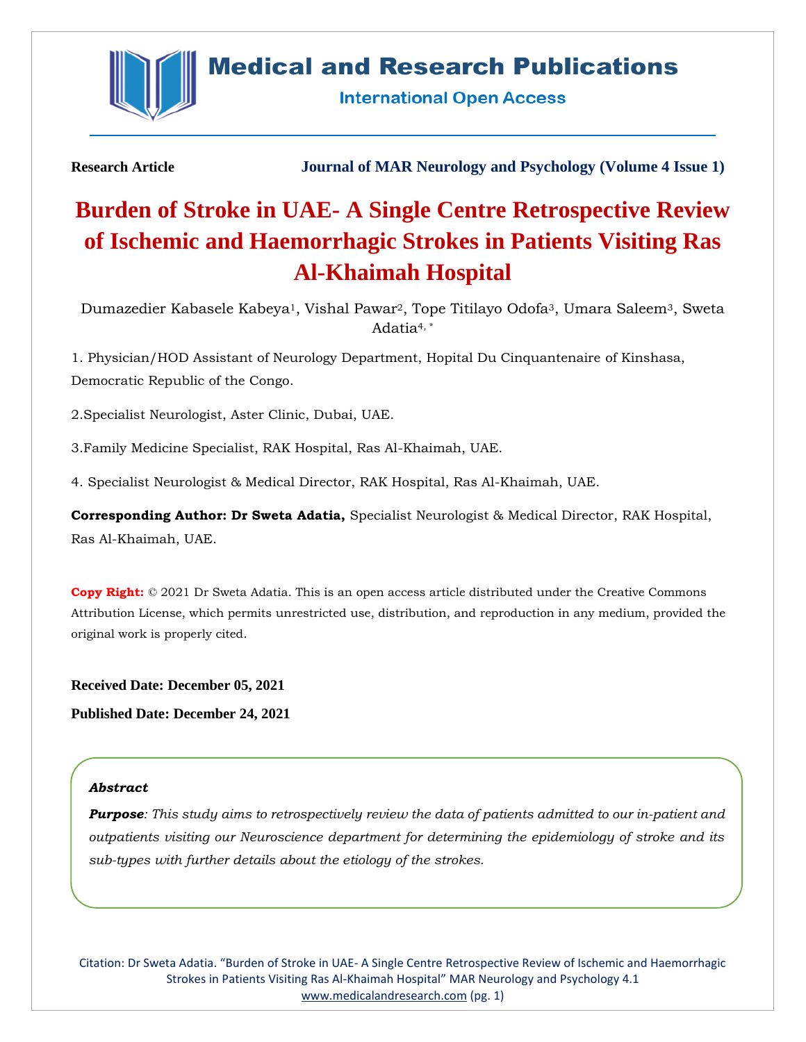Research Article

Journal of MAR Neurology and Psychology (Volume 4 Issue 1)

# Burden of Stroke in UAE- A Single Centre Retrospective Review of Ischemic and Haemorrhagic Strokes in Patients Visiting Ras Al-Khaimah Hospital

Dumazedier Kabasele Kabeya[1], Vishal Pawar[2], Tope Titilayo Odofa[3], Umara Saleem[3], Sweta Adatia[4,*]

1. Physician/HOD Assistant of Neurology Department, Hopital Du Cinquantenaire of Kinshasa, Democratic Republic of the Congo.

2. Specialist Neurologist, Aster Clinic, Dubai, UAE.

3. Family Medicine Specialist, RAK Hospital, Ras Al-Khaimah, UAE.

4. Specialist Neurologist & Medical Director, RAK Hospital, Ras Al-Khaimah, UAE.

**Corresponding Author: Dr Sweta Adatia,** Specialist Neurologist & Medical Director, RAK Hospital, Ras Al-Khaimah, UAE.

**Copy Right:** © 2021 Dr Sweta Adatia. This is an open access article distributed under the Creative Commons Attribution License, which permits unrestricted use, distribution, and reproduction in any medium, provided the original work is properly cited.

**Received Date: December 05, 2021**

**Published Date: December 24, 2021**

***Abstract***

***Purpose**: This study aims to retrospectively review the data of patients admitted to our in-patient and outpatients visiting our Neuroscience department for determining the epidemiology of stroke and its sub-types with further details about the etiology of the strokes.*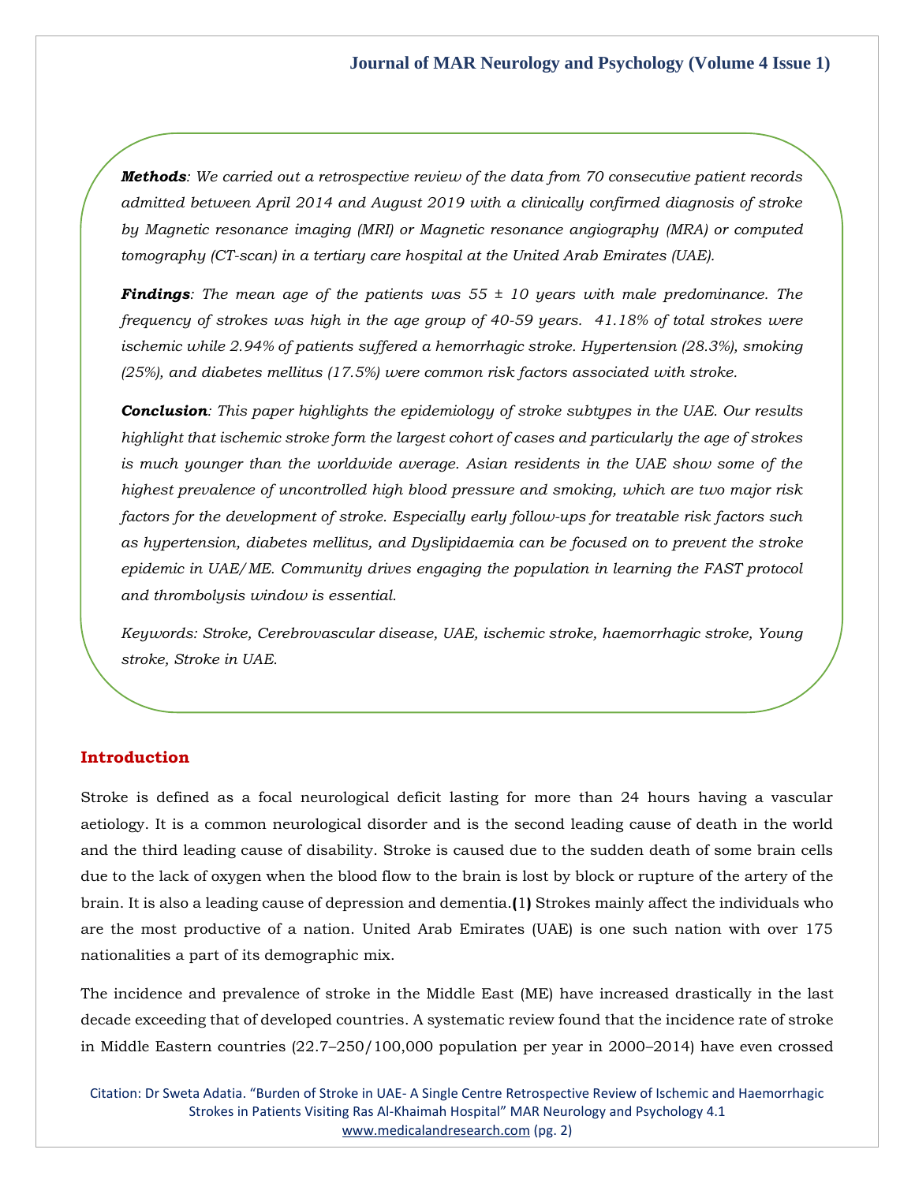***Methods**: We carried out a retrospective review of the data from 70 consecutive patient records admitted between April 2014 and August 2019 with a clinically confirmed diagnosis of stroke by Magnetic resonance imaging (MRI) or Magnetic resonance angiography (MRA) or computed tomography (CT-scan) in a tertiary care hospital at the United Arab Emirates (UAE).*

***Findings**: The mean age of the patients was 55 ± 10 years with male predominance. The frequency of strokes was high in the age group of 40-59 years. 41.18% of total strokes were ischemic while 2.94% of patients suffered a hemorrhagic stroke. Hypertension (28.3%), smoking (25%), and diabetes mellitus (17.5%) were common risk factors associated with stroke.*

***Conclusion**: This paper highlights the epidemiology of stroke subtypes in the UAE. Our results highlight that ischemic stroke form the largest cohort of cases and particularly the age of strokes is much younger than the worldwide average. Asian residents in the UAE show some of the highest prevalence of uncontrolled high blood pressure and smoking, which are two major risk factors for the development of stroke. Especially early follow-ups for treatable risk factors such as hypertension, diabetes mellitus, and Dyslipidaemia can be focused on to prevent the stroke epidemic in UAE/ME. Community drives engaging the population in learning the FAST protocol and thrombolysis window is essential.*

*Keywords: Stroke, Cerebrovascular disease, UAE, ischemic stroke, haemorrhagic stroke, Young stroke, Stroke in UAE.*

## Introduction

Stroke is defined as a focal neurological deficit lasting for more than 24 hours having a vascular aetiology. It is a common neurological disorder and is the second leading cause of death in the world and the third leading cause of disability. Stroke is caused due to the sudden death of some brain cells due to the lack of oxygen when the blood flow to the brain is lost by block or rupture of the artery of the brain. It is also a leading cause of depression and dementia.(1) Strokes mainly affect the individuals who are the most productive of a nation. United Arab Emirates (UAE) is one such nation with over 175 nationalities a part of its demographic mix.

The incidence and prevalence of stroke in the Middle East (ME) have increased drastically in the last decade exceeding that of developed countries. A systematic review found that the incidence rate of stroke in Middle Eastern countries (22.7–250/100,000 population per year in 2000–2014) have even crossed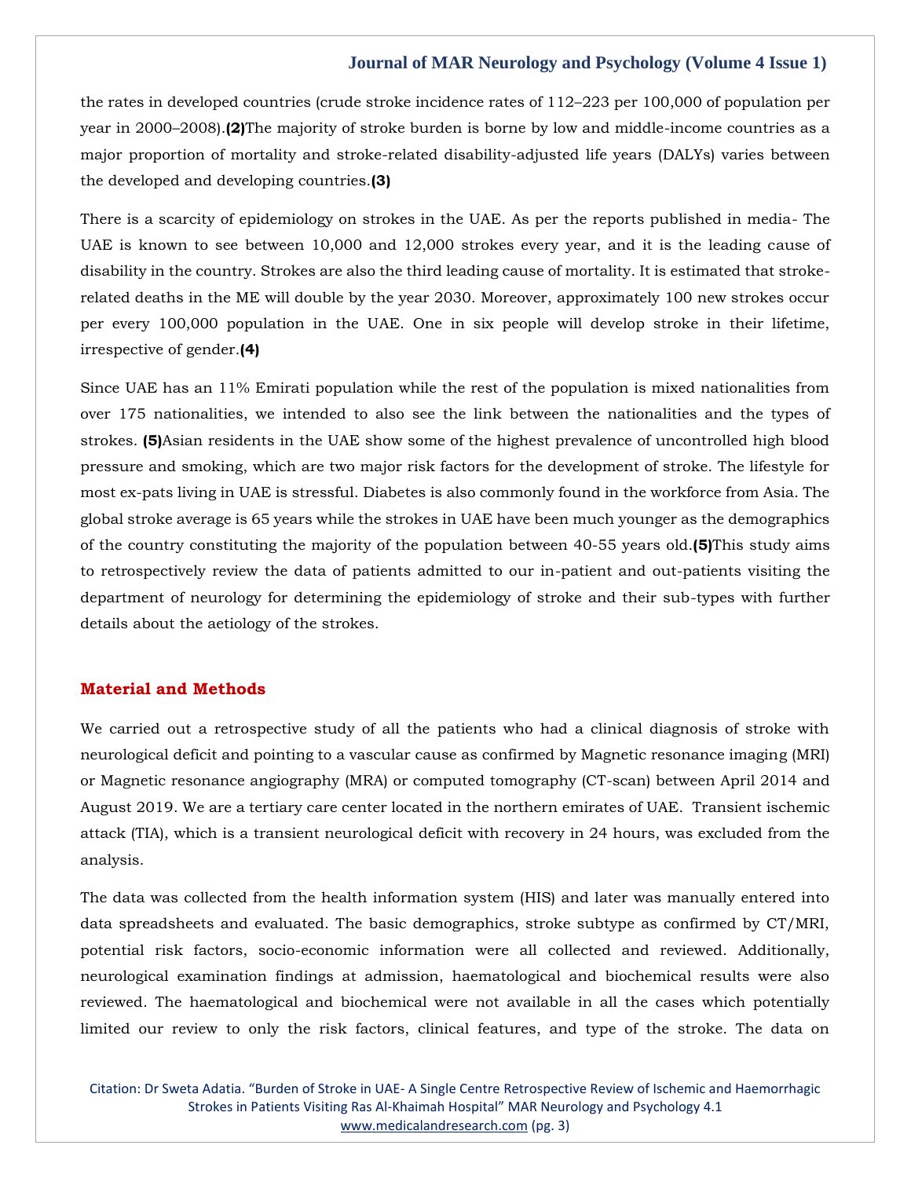the rates in developed countries (crude stroke incidence rates of 112–223 per 100,000 of population per year in 2000–2008).**(2)**The majority of stroke burden is borne by low and middle-income countries as a major proportion of mortality and stroke-related disability-adjusted life years (DALYs) varies between the developed and developing countries.**(3)**

There is a scarcity of epidemiology on strokes in the UAE. As per the reports published in media- The UAE is known to see between 10,000 and 12,000 strokes every year, and it is the leading cause of disability in the country. Strokes are also the third leading cause of mortality. It is estimated that stroke-related deaths in the ME will double by the year 2030. Moreover, approximately 100 new strokes occur per every 100,000 population in the UAE. One in six people will develop stroke in their lifetime, irrespective of gender.**(4)**

Since UAE has an 11% Emirati population while the rest of the population is mixed nationalities from over 175 nationalities, we intended to also see the link between the nationalities and the types of strokes. **(5)**Asian residents in the UAE show some of the highest prevalence of uncontrolled high blood pressure and smoking, which are two major risk factors for the development of stroke. The lifestyle for most ex-pats living in UAE is stressful. Diabetes is also commonly found in the workforce from Asia. The global stroke average is 65 years while the strokes in UAE have been much younger as the demographics of the country constituting the majority of the population between 40-55 years old.**(5)**This study aims to retrospectively review the data of patients admitted to our in-patient and out-patients visiting the department of neurology for determining the epidemiology of stroke and their sub-types with further details about the aetiology of the strokes.

## Material and Methods

We carried out a retrospective study of all the patients who had a clinical diagnosis of stroke with neurological deficit and pointing to a vascular cause as confirmed by Magnetic resonance imaging (MRI) or Magnetic resonance angiography (MRA) or computed tomography (CT-scan) between April 2014 and August 2019. We are a tertiary care center located in the northern emirates of UAE. Transient ischemic attack (TIA), which is a transient neurological deficit with recovery in 24 hours, was excluded from the analysis.

The data was collected from the health information system (HIS) and later was manually entered into data spreadsheets and evaluated. The basic demographics, stroke subtype as confirmed by CT/MRI, potential risk factors, socio-economic information were all collected and reviewed. Additionally, neurological examination findings at admission, haematological and biochemical results were also reviewed. The haematological and biochemical were not available in all the cases which potentially limited our review to only the risk factors, clinical features, and type of the stroke. The data on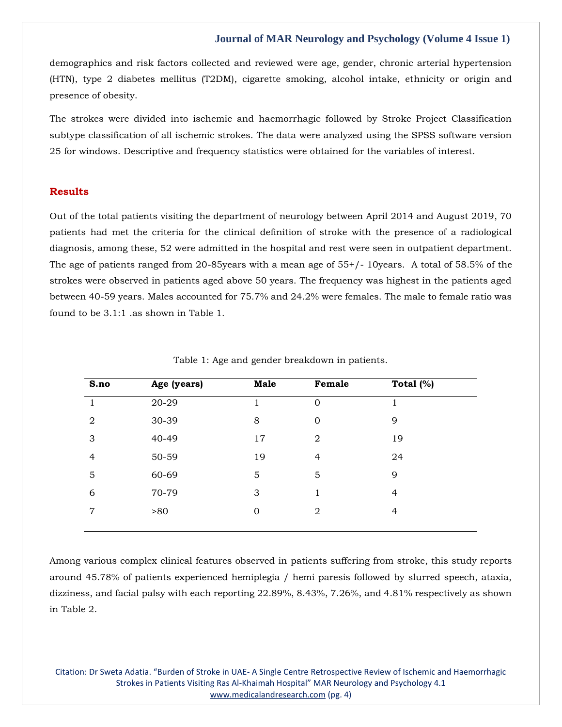demographics and risk factors collected and reviewed were age, gender, chronic arterial hypertension (HTN), type 2 diabetes mellitus (T2DM), cigarette smoking, alcohol intake, ethnicity or origin and presence of obesity.

The strokes were divided into ischemic and haemorrhagic followed by Stroke Project Classification subtype classification of all ischemic strokes. The data were analyzed using the SPSS software version 25 for windows. Descriptive and frequency statistics were obtained for the variables of interest.

## Results

Out of the total patients visiting the department of neurology between April 2014 and August 2019, 70 patients had met the criteria for the clinical definition of stroke with the presence of a radiological diagnosis, among these, 52 were admitted in the hospital and rest were seen in outpatient department. The age of patients ranged from 20-85years with a mean age of 55+/- 10years. A total of 58.5% of the strokes were observed in patients aged above 50 years. The frequency was highest in the patients aged between 40-59 years. Males accounted for 75.7% and 24.2% were females. The male to female ratio was found to be 3.1:1 .as shown in Table 1.

Table 1: Age and gender breakdown in patients.

| S.no | Age (years) | Male | Female | Total (%) |
|---|---|---|---|---|
| 1 | 20-29 | 1 | 0 | 1 |
| 2 | 30-39 | 8 | 0 | 9 |
| 3 | 40-49 | 17 | 2 | 19 |
| 4 | 50-59 | 19 | 4 | 24 |
| 5 | 60-69 | 5 | 5 | 9 |
| 6 | 70-79 | 3 | 1 | 4 |
| 7 | >80 | 0 | 2 | 4 |

Among various complex clinical features observed in patients suffering from stroke, this study reports around 45.78% of patients experienced hemiplegia / hemi paresis followed by slurred speech, ataxia, dizziness, and facial palsy with each reporting 22.89%, 8.43%, 7.26%, and 4.81% respectively as shown in Table 2.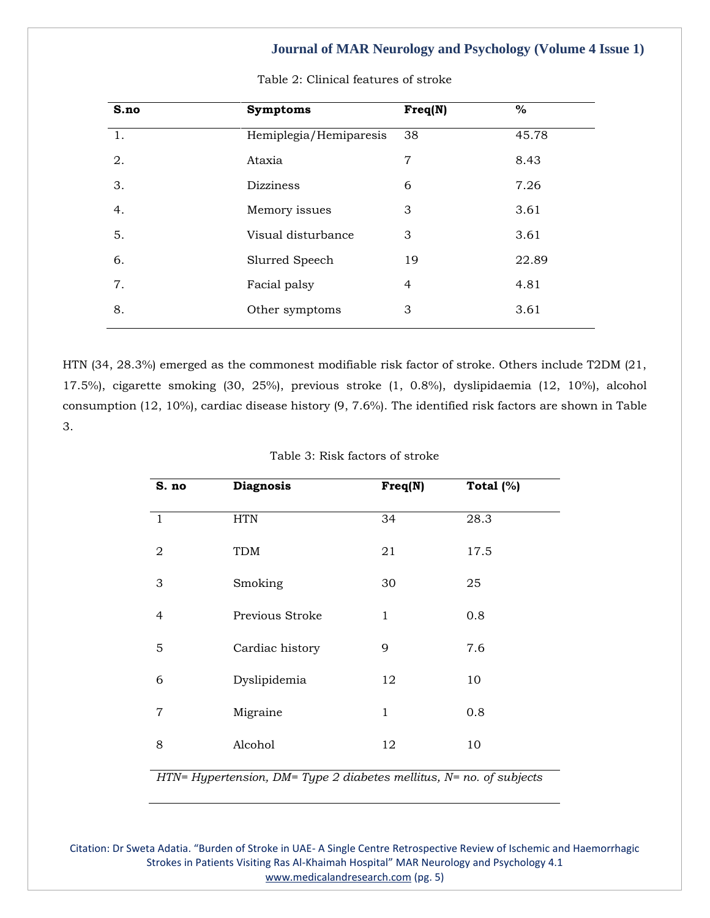Table 2: Clinical features of stroke

| S.no | Symptoms | Freq(N) | % |
|---|---|---|---|
| 1. | Hemiplegia/Hemiparesis | 38 | 45.78 |
| 2. | Ataxia | 7 | 8.43 |
| 3. | Dizziness | 6 | 7.26 |
| 4. | Memory issues | 3 | 3.61 |
| 5. | Visual disturbance | 3 | 3.61 |
| 6. | Slurred Speech | 19 | 22.89 |
| 7. | Facial palsy | 4 | 4.81 |
| 8. | Other symptoms | 3 | 3.61 |

HTN (34, 28.3%) emerged as the commonest modifiable risk factor of stroke. Others include T2DM (21, 17.5%), cigarette smoking (30, 25%), previous stroke (1, 0.8%), dyslipidaemia (12, 10%), alcohol consumption (12, 10%), cardiac disease history (9, 7.6%). The identified risk factors are shown in Table 3.

Table 3: Risk factors of stroke

| S. no | Diagnosis | Freq(N) | Total (%) |
|---|---|---|---|
| 1 | HTN | 34 | 28.3 |
| 2 | TDM | 21 | 17.5 |
| 3 | Smoking | 30 | 25 |
| 4 | Previous Stroke | 1 | 0.8 |
| 5 | Cardiac history | 9 | 7.6 |
| 6 | Dyslipidemia | 12 | 10 |
| 7 | Migraine | 1 | 0.8 |
| 8 | Alcohol | 12 | 10 |

*HTN= Hypertension, DM= Type 2 diabetes mellitus, N= no. of subjects*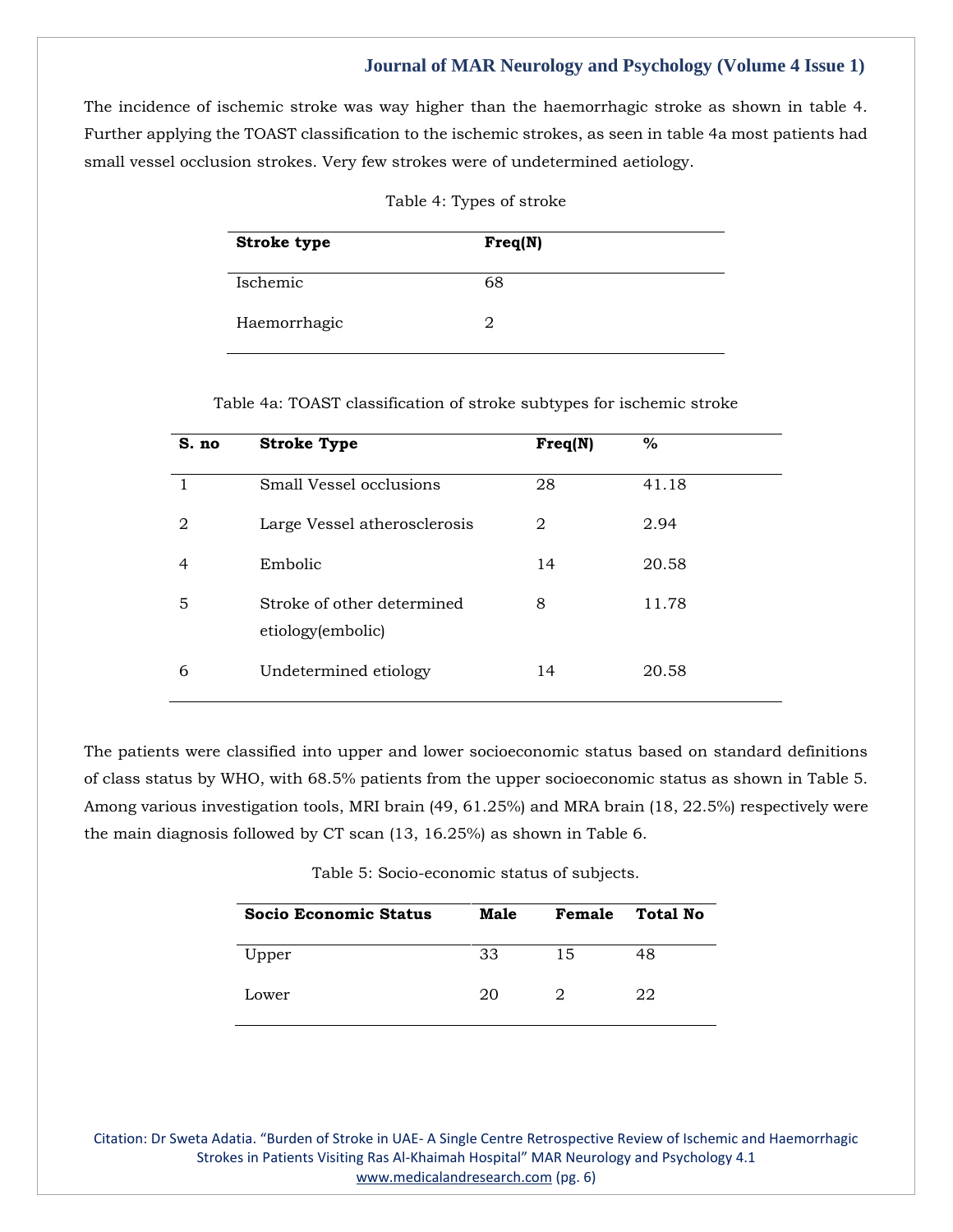The incidence of ischemic stroke was way higher than the haemorrhagic stroke as shown in table 4. Further applying the TOAST classification to the ischemic strokes, as seen in table 4a most patients had small vessel occlusion strokes. Very few strokes were of undetermined aetiology.

Table 4: Types of stroke

| Stroke type | Freq(N) |
|---|---|
| Ischemic | 68 |
| Haemorrhagic | 2 |

Table 4a: TOAST classification of stroke subtypes for ischemic stroke

| S. no | Stroke Type | Freq(N) | % |
|---|---|---|---|
| 1 | Small Vessel occlusions | 28 | 41.18 |
| 2 | Large Vessel atherosclerosis | 2 | 2.94 |
| 4 | Embolic | 14 | 20.58 |
| 5 | Stroke of other determined etiology(embolic) | 8 | 11.78 |
| 6 | Undetermined etiology | 14 | 20.58 |

The patients were classified into upper and lower socioeconomic status based on standard definitions of class status by WHO, with 68.5% patients from the upper socioeconomic status as shown in Table 5. Among various investigation tools, MRI brain (49, 61.25%) and MRA brain (18, 22.5%) respectively were the main diagnosis followed by CT scan (13, 16.25%) as shown in Table 6.

Table 5: Socio-economic status of subjects.

| Socio Economic Status | Male | Female | Total No |
|---|---|---|---|
| Upper | 33 | 15 | 48 |
| Lower | 20 | 2 | 22 |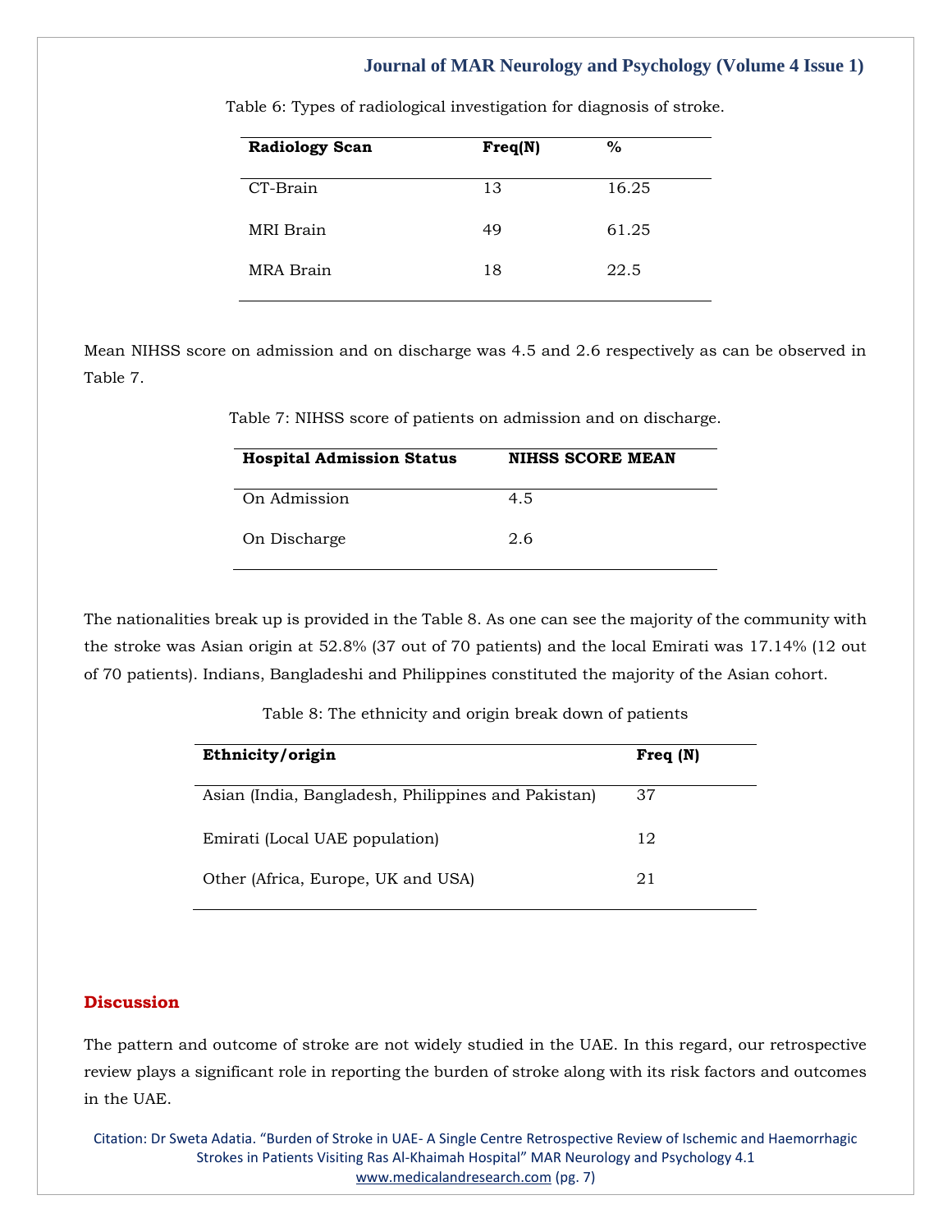Table 6: Types of radiological investigation for diagnosis of stroke.

| Radiology Scan | Freq(N) | % |
|---|---|---|
| CT-Brain | 13 | 16.25 |
| MRI Brain | 49 | 61.25 |
| MRA Brain | 18 | 22.5 |

Mean NIHSS score on admission and on discharge was 4.5 and 2.6 respectively as can be observed in Table 7.

Table 7: NIHSS score of patients on admission and on discharge.

| Hospital Admission Status | NIHSS SCORE MEAN |
|---|---|
| On Admission | 4.5 |
| On Discharge | 2.6 |

The nationalities break up is provided in the Table 8. As one can see the majority of the community with the stroke was Asian origin at 52.8% (37 out of 70 patients) and the local Emirati was 17.14% (12 out of 70 patients). Indians, Bangladeshi and Philippines constituted the majority of the Asian cohort.

Table 8: The ethnicity and origin break down of patients

| Ethnicity/origin | Freq (N) |
|---|---|
| Asian (India, Bangladesh, Philippines and Pakistan) | 37 |
| Emirati (Local UAE population) | 12 |
| Other (Africa, Europe, UK and USA) | 21 |

## Discussion

The pattern and outcome of stroke are not widely studied in the UAE. In this regard, our retrospective review plays a significant role in reporting the burden of stroke along with its risk factors and outcomes in the UAE.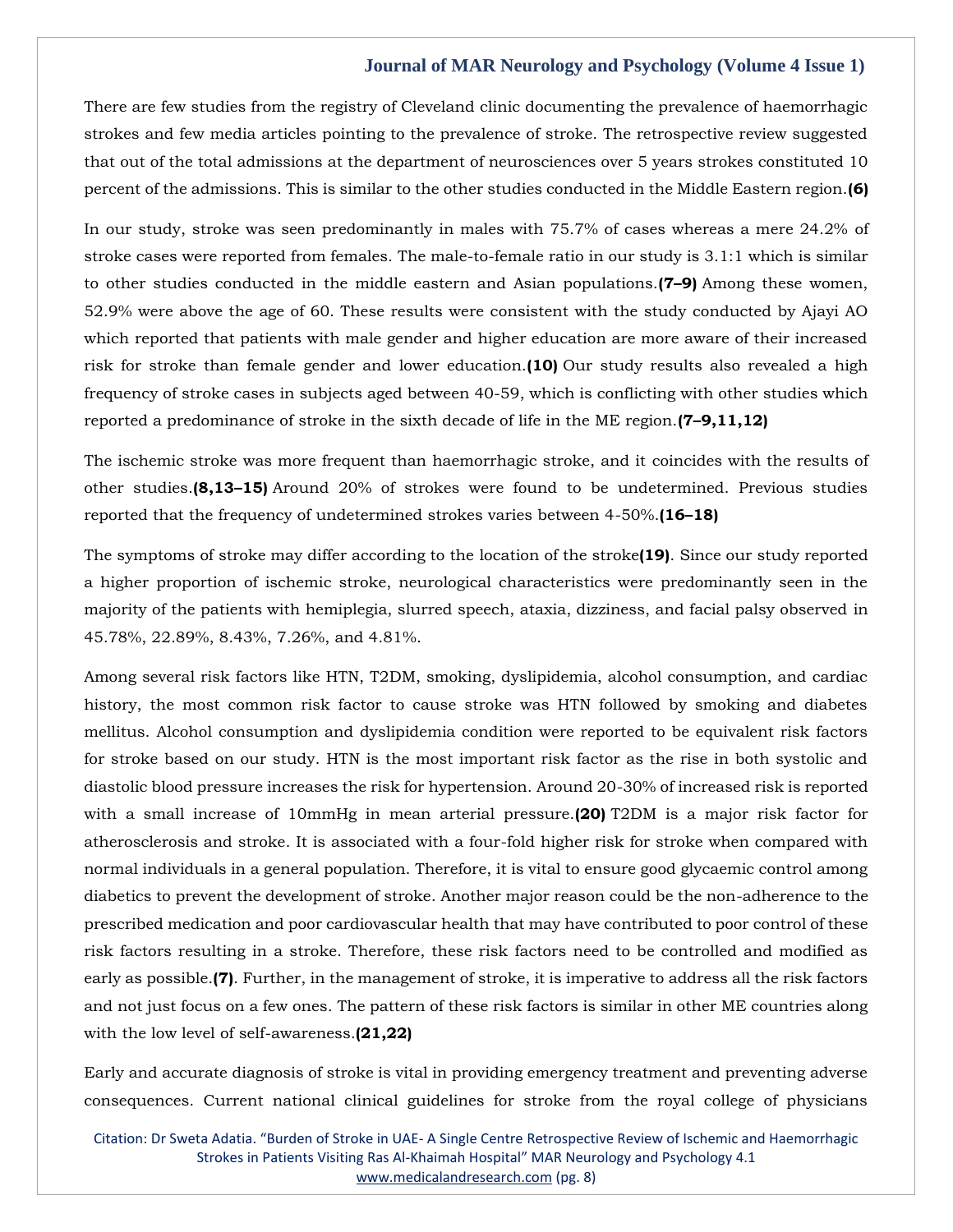There are few studies from the registry of Cleveland clinic documenting the prevalence of haemorrhagic strokes and few media articles pointing to the prevalence of stroke. The retrospective review suggested that out of the total admissions at the department of neurosciences over 5 years strokes constituted 10 percent of the admissions. This is similar to the other studies conducted in the Middle Eastern region.**(6)**

In our study, stroke was seen predominantly in males with 75.7% of cases whereas a mere 24.2% of stroke cases were reported from females. The male-to-female ratio in our study is 3.1:1 which is similar to other studies conducted in the middle eastern and Asian populations.**(7–9)** Among these women, 52.9% were above the age of 60. These results were consistent with the study conducted by Ajayi AO which reported that patients with male gender and higher education are more aware of their increased risk for stroke than female gender and lower education.**(10)** Our study results also revealed a high frequency of stroke cases in subjects aged between 40-59, which is conflicting with other studies which reported a predominance of stroke in the sixth decade of life in the ME region.**(7–9,11,12)**

The ischemic stroke was more frequent than haemorrhagic stroke, and it coincides with the results of other studies.**(8,13–15)** Around 20% of strokes were found to be undetermined. Previous studies reported that the frequency of undetermined strokes varies between 4-50%.**(16–18)**

The symptoms of stroke may differ according to the location of the stroke**(19)**. Since our study reported a higher proportion of ischemic stroke, neurological characteristics were predominantly seen in the majority of the patients with hemiplegia, slurred speech, ataxia, dizziness, and facial palsy observed in 45.78%, 22.89%, 8.43%, 7.26%, and 4.81%.

Among several risk factors like HTN, T2DM, smoking, dyslipidemia, alcohol consumption, and cardiac history, the most common risk factor to cause stroke was HTN followed by smoking and diabetes mellitus. Alcohol consumption and dyslipidemia condition were reported to be equivalent risk factors for stroke based on our study. HTN is the most important risk factor as the rise in both systolic and diastolic blood pressure increases the risk for hypertension. Around 20-30% of increased risk is reported with a small increase of 10mmHg in mean arterial pressure.**(20)** T2DM is a major risk factor for atherosclerosis and stroke. It is associated with a four-fold higher risk for stroke when compared with normal individuals in a general population. Therefore, it is vital to ensure good glycaemic control among diabetics to prevent the development of stroke. Another major reason could be the non-adherence to the prescribed medication and poor cardiovascular health that may have contributed to poor control of these risk factors resulting in a stroke. Therefore, these risk factors need to be controlled and modified as early as possible.**(7)**. Further, in the management of stroke, it is imperative to address all the risk factors and not just focus on a few ones. The pattern of these risk factors is similar in other ME countries along with the low level of self-awareness.**(21,22)**

Early and accurate diagnosis of stroke is vital in providing emergency treatment and preventing adverse consequences. Current national clinical guidelines for stroke from the royal college of physicians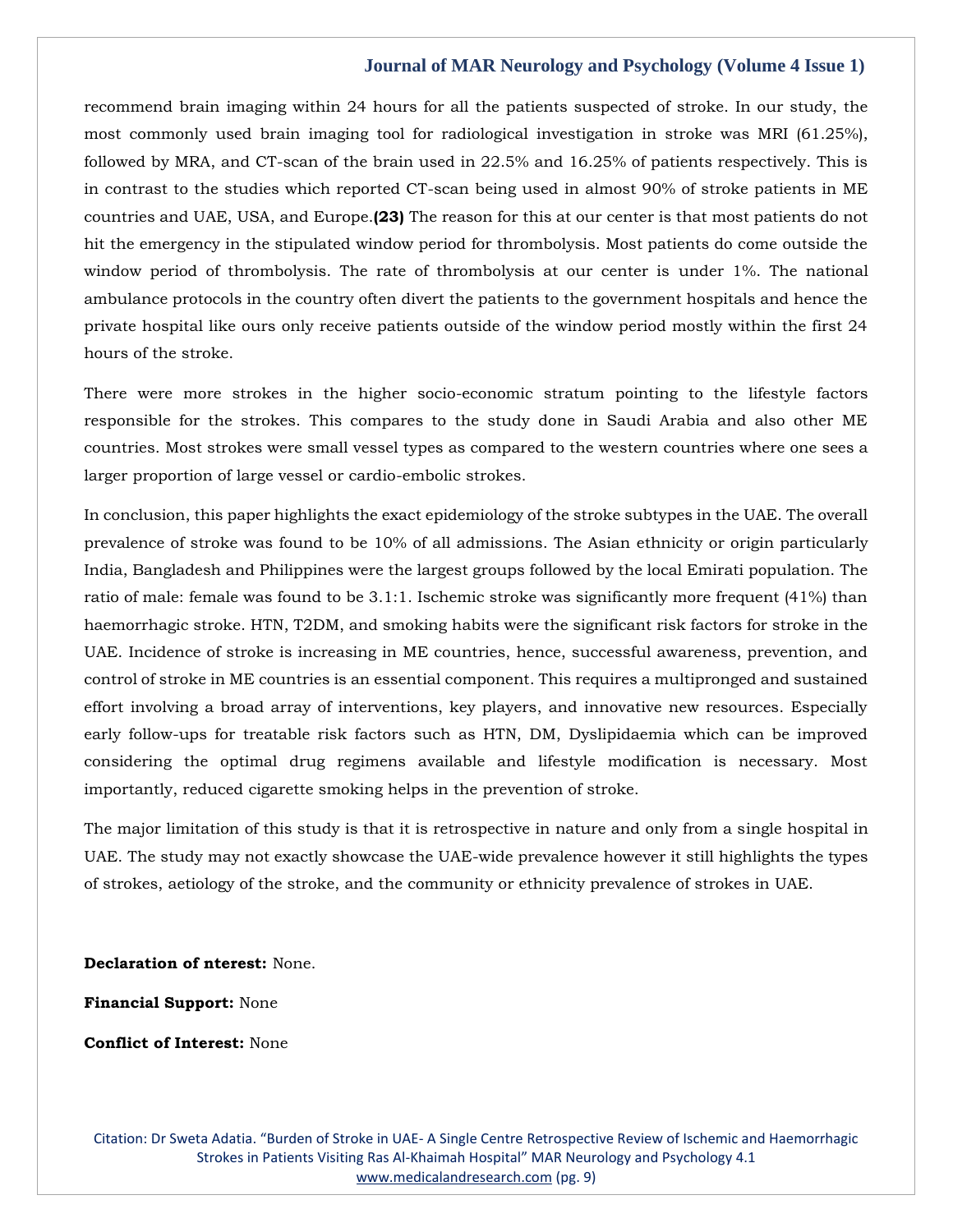recommend brain imaging within 24 hours for all the patients suspected of stroke. In our study, the most commonly used brain imaging tool for radiological investigation in stroke was MRI (61.25%), followed by MRA, and CT-scan of the brain used in 22.5% and 16.25% of patients respectively. This is in contrast to the studies which reported CT-scan being used in almost 90% of stroke patients in ME countries and UAE, USA, and Europe.**(23)** The reason for this at our center is that most patients do not hit the emergency in the stipulated window period for thrombolysis. Most patients do come outside the window period of thrombolysis. The rate of thrombolysis at our center is under 1%. The national ambulance protocols in the country often divert the patients to the government hospitals and hence the private hospital like ours only receive patients outside of the window period mostly within the first 24 hours of the stroke.

There were more strokes in the higher socio-economic stratum pointing to the lifestyle factors responsible for the strokes. This compares to the study done in Saudi Arabia and also other ME countries. Most strokes were small vessel types as compared to the western countries where one sees a larger proportion of large vessel or cardio-embolic strokes.

In conclusion, this paper highlights the exact epidemiology of the stroke subtypes in the UAE. The overall prevalence of stroke was found to be 10% of all admissions. The Asian ethnicity or origin particularly India, Bangladesh and Philippines were the largest groups followed by the local Emirati population. The ratio of male: female was found to be 3.1:1. Ischemic stroke was significantly more frequent (41%) than haemorrhagic stroke. HTN, T2DM, and smoking habits were the significant risk factors for stroke in the UAE. Incidence of stroke is increasing in ME countries, hence, successful awareness, prevention, and control of stroke in ME countries is an essential component. This requires a multipronged and sustained effort involving a broad array of interventions, key players, and innovative new resources. Especially early follow-ups for treatable risk factors such as HTN, DM, Dyslipidaemia which can be improved considering the optimal drug regimens available and lifestyle modification is necessary. Most importantly, reduced cigarette smoking helps in the prevention of stroke.

The major limitation of this study is that it is retrospective in nature and only from a single hospital in UAE. The study may not exactly showcase the UAE-wide prevalence however it still highlights the types of strokes, aetiology of the stroke, and the community or ethnicity prevalence of strokes in UAE.

**Declaration of nterest:** None.

**Financial Support:** None

**Conflict of Interest:** None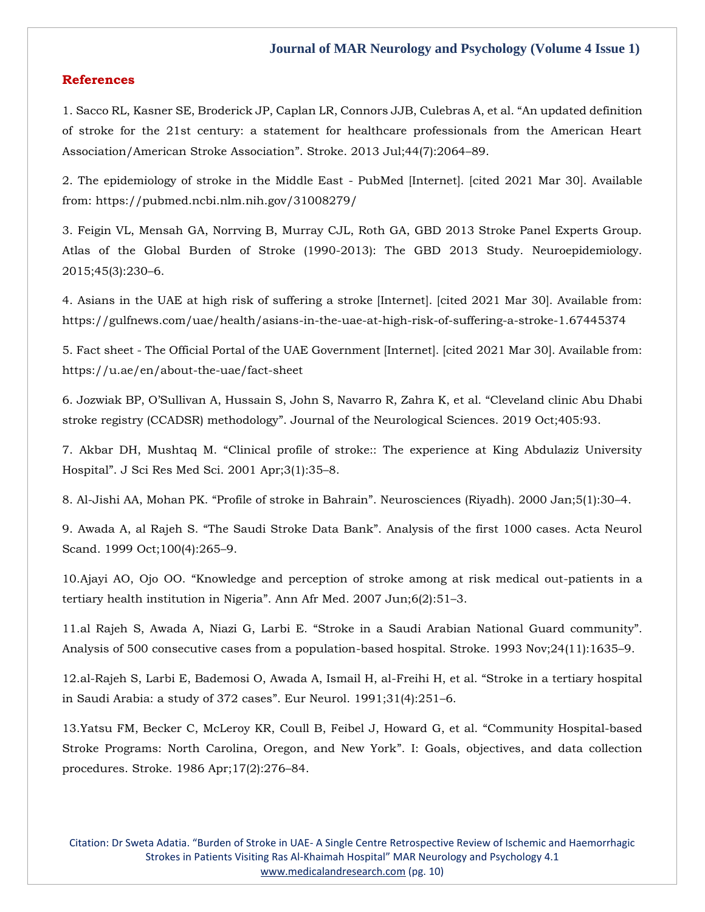## References

1. Sacco RL, Kasner SE, Broderick JP, Caplan LR, Connors JJB, Culebras A, et al. "An updated definition of stroke for the 21st century: a statement for healthcare professionals from the American Heart Association/American Stroke Association". Stroke. 2013 Jul;44(7):2064–89.

2. The epidemiology of stroke in the Middle East - PubMed [Internet]. [cited 2021 Mar 30]. Available from: https://pubmed.ncbi.nlm.nih.gov/31008279/

3. Feigin VL, Mensah GA, Norrving B, Murray CJL, Roth GA, GBD 2013 Stroke Panel Experts Group. Atlas of the Global Burden of Stroke (1990-2013): The GBD 2013 Study. Neuroepidemiology. 2015;45(3):230–6.

4. Asians in the UAE at high risk of suffering a stroke [Internet]. [cited 2021 Mar 30]. Available from: https://gulfnews.com/uae/health/asians-in-the-uae-at-high-risk-of-suffering-a-stroke-1.67445374

5. Fact sheet - The Official Portal of the UAE Government [Internet]. [cited 2021 Mar 30]. Available from: https://u.ae/en/about-the-uae/fact-sheet

6. Jozwiak BP, O'Sullivan A, Hussain S, John S, Navarro R, Zahra K, et al. "Cleveland clinic Abu Dhabi stroke registry (CCADSR) methodology". Journal of the Neurological Sciences. 2019 Oct;405:93.

7. Akbar DH, Mushtaq M. "Clinical profile of stroke:: The experience at King Abdulaziz University Hospital". J Sci Res Med Sci. 2001 Apr;3(1):35–8.

8. Al-Jishi AA, Mohan PK. "Profile of stroke in Bahrain". Neurosciences (Riyadh). 2000 Jan;5(1):30–4.

9. Awada A, al Rajeh S. "The Saudi Stroke Data Bank". Analysis of the first 1000 cases. Acta Neurol Scand. 1999 Oct;100(4):265–9.

10. Ajayi AO, Ojo OO. "Knowledge and perception of stroke among at risk medical out-patients in a tertiary health institution in Nigeria". Ann Afr Med. 2007 Jun;6(2):51–3.

11. al Rajeh S, Awada A, Niazi G, Larbi E. "Stroke in a Saudi Arabian National Guard community". Analysis of 500 consecutive cases from a population-based hospital. Stroke. 1993 Nov;24(11):1635–9.

12. al-Rajeh S, Larbi E, Bademosi O, Awada A, Ismail H, al-Freihi H, et al. "Stroke in a tertiary hospital in Saudi Arabia: a study of 372 cases". Eur Neurol. 1991;31(4):251–6.

13. Yatsu FM, Becker C, McLeroy KR, Coull B, Feibel J, Howard G, et al. "Community Hospital-based Stroke Programs: North Carolina, Oregon, and New York". I: Goals, objectives, and data collection procedures. Stroke. 1986 Apr;17(2):276–84.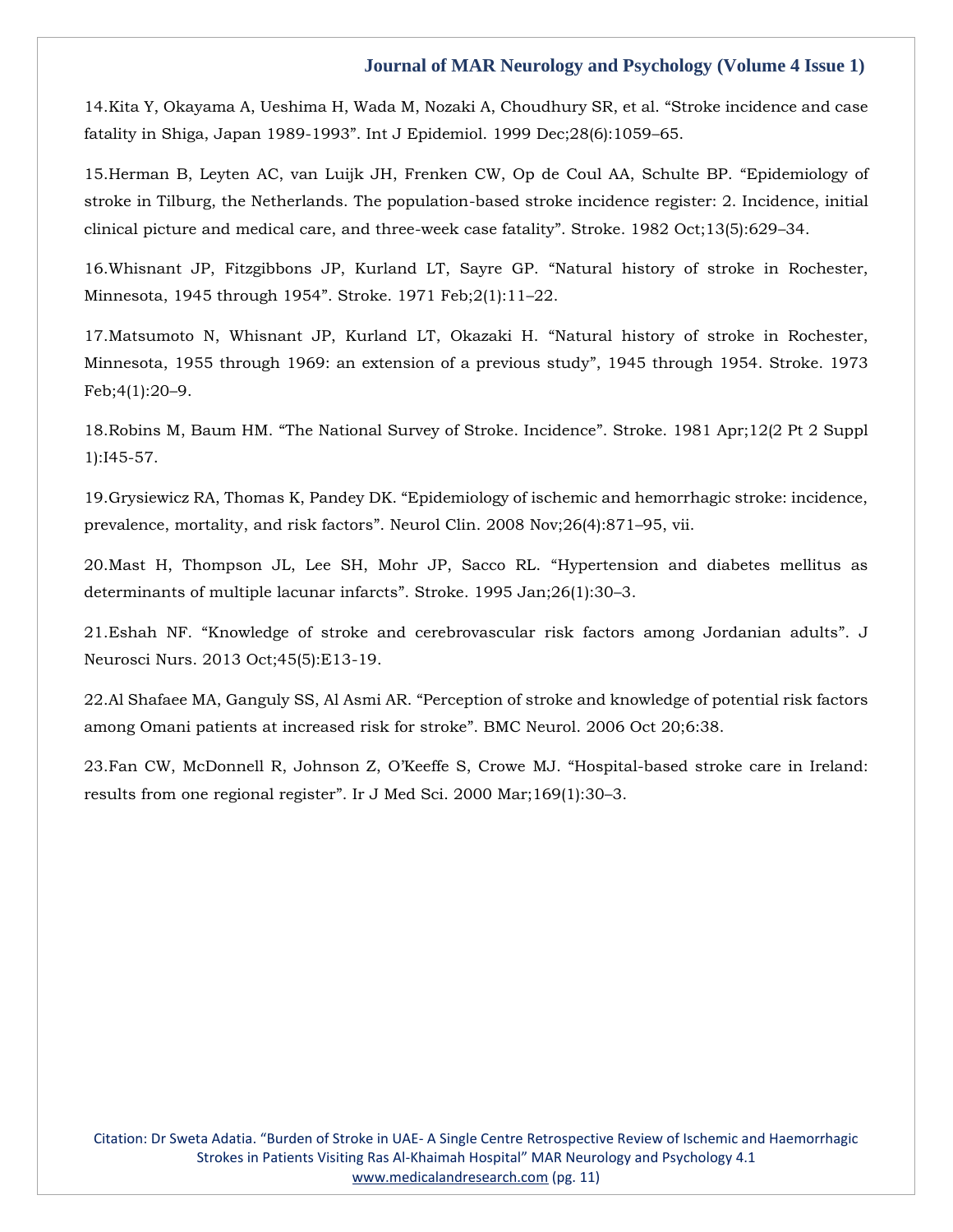14.Kita Y, Okayama A, Ueshima H, Wada M, Nozaki A, Choudhury SR, et al. “Stroke incidence and case fatality in Shiga, Japan 1989-1993”. Int J Epidemiol. 1999 Dec;28(6):1059–65.

15.Herman B, Leyten AC, van Luijk JH, Frenken CW, Op de Coul AA, Schulte BP. “Epidemiology of stroke in Tilburg, the Netherlands. The population-based stroke incidence register: 2. Incidence, initial clinical picture and medical care, and three-week case fatality”. Stroke. 1982 Oct;13(5):629–34.

16.Whisnant JP, Fitzgibbons JP, Kurland LT, Sayre GP. “Natural history of stroke in Rochester, Minnesota, 1945 through 1954”. Stroke. 1971 Feb;2(1):11–22.

17.Matsumoto N, Whisnant JP, Kurland LT, Okazaki H. “Natural history of stroke in Rochester, Minnesota, 1955 through 1969: an extension of a previous study”, 1945 through 1954. Stroke. 1973 Feb;4(1):20–9.

18.Robins M, Baum HM. “The National Survey of Stroke. Incidence”. Stroke. 1981 Apr;12(2 Pt 2 Suppl 1):I45-57.

19.Grysiewicz RA, Thomas K, Pandey DK. “Epidemiology of ischemic and hemorrhagic stroke: incidence, prevalence, mortality, and risk factors”. Neurol Clin. 2008 Nov;26(4):871–95, vii.

20.Mast H, Thompson JL, Lee SH, Mohr JP, Sacco RL. “Hypertension and diabetes mellitus as determinants of multiple lacunar infarcts”. Stroke. 1995 Jan;26(1):30–3.

21.Eshah NF. “Knowledge of stroke and cerebrovascular risk factors among Jordanian adults”. J Neurosci Nurs. 2013 Oct;45(5):E13-19.

22.Al Shafaee MA, Ganguly SS, Al Asmi AR. “Perception of stroke and knowledge of potential risk factors among Omani patients at increased risk for stroke”. BMC Neurol. 2006 Oct 20;6:38.

23.Fan CW, McDonnell R, Johnson Z, O’Keeffe S, Crowe MJ. “Hospital-based stroke care in Ireland: results from one regional register”. Ir J Med Sci. 2000 Mar;169(1):30–3.